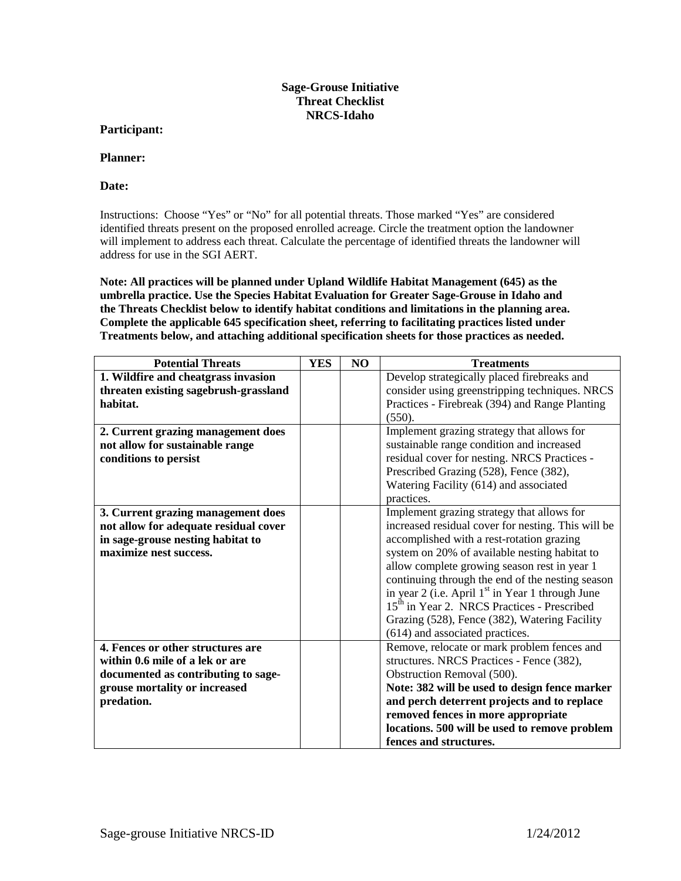**Sage-Grouse Initiative**
**Threat Checklist**
**NRCS-Idaho**

**Participant:**

**Planner:**

**Date:**

Instructions: Choose "Yes" or "No" for all potential threats. Those marked "Yes" are considered identified threats present on the proposed enrolled acreage. Circle the treatment option the landowner will implement to address each threat. Calculate the percentage of identified threats the landowner will address for use in the SGI AERT.

**Note: All practices will be planned under Upland Wildlife Habitat Management (645) as the umbrella practice. Use the Species Habitat Evaluation for Greater Sage-Grouse in Idaho and the Threats Checklist below to identify habitat conditions and limitations in the planning area. Complete the applicable 645 specification sheet, referring to facilitating practices listed under Treatments below, and attaching additional specification sheets for those practices as needed.**

| Potential Threats | YES | NO | Treatments |
|---|---|---|---|
| **1. Wildfire and cheatgrass invasion threaten existing sagebrush-grassland habitat.** | | | Develop strategically placed firebreaks and consider using greenstripping techniques. NRCS Practices - Firebreak (394) and Range Planting (550). |
| **2. Current grazing management does not allow for sustainable range conditions to persist** | | | Implement grazing strategy that allows for sustainable range condition and increased residual cover for nesting. NRCS Practices - Prescribed Grazing (528), Fence (382), Watering Facility (614) and associated practices. |
| **3. Current grazing management does not allow for adequate residual cover in sage-grouse nesting habitat to maximize nest success.** | | | Implement grazing strategy that allows for increased residual cover for nesting. This will be accomplished with a rest-rotation grazing system on 20% of available nesting habitat to allow complete growing season rest in year 1 continuing through the end of the nesting season in year 2 (i.e. April 1st in Year 1 through June 15th in Year 2. NRCS Practices - Prescribed Grazing (528), Fence (382), Watering Facility (614) and associated practices. |
| **4. Fences or other structures are within 0.6 mile of a lek or are documented as contributing to sage-grouse mortality or increased predation.** | | | Remove, relocate or mark problem fences and structures. NRCS Practices - Fence (382), Obstruction Removal (500). **Note: 382 will be used to design fence marker and perch deterrent projects and to replace removed fences in more appropriate locations. 500 will be used to remove problem fences and structures.** |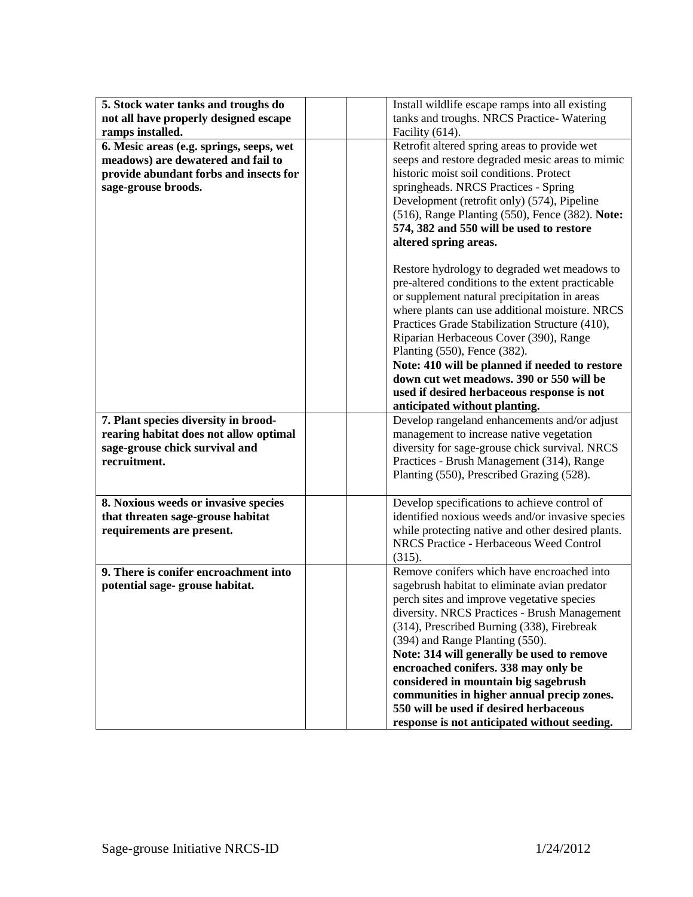| | | | |
|---|---|---|---|
| **5. Stock water tanks and troughs do not all have properly designed escape ramps installed.** | | | Install wildlife escape ramps into all existing tanks and troughs. NRCS Practice- Watering Facility (614). |
| **6. Mesic areas (e.g. springs, seeps, wet meadows) are dewatered and fail to provide abundant forbs and insects for sage-grouse broods.** | | | Retrofit altered spring areas to provide wet seeps and restore degraded mesic areas to mimic historic moist soil conditions. Protect springheads. NRCS Practices - Spring Development (retrofit only) (574), Pipeline (516), Range Planting (550), Fence (382). **Note: 574, 382 and 550 will be used to restore altered spring areas.**<br><br>Restore hydrology to degraded wet meadows to pre-altered conditions to the extent practicable or supplement natural precipitation in areas where plants can use additional moisture. NRCS Practices Grade Stabilization Structure (410), Riparian Herbaceous Cover (390), Range Planting (550), Fence (382).<br>**Note: 410 will be planned if needed to restore down cut wet meadows. 390 or 550 will be used if desired herbaceous response is not anticipated without planting.** |
| **7. Plant species diversity in brood-rearing habitat does not allow optimal sage-grouse chick survival and recruitment.** | | | Develop rangeland enhancements and/or adjust management to increase native vegetation diversity for sage-grouse chick survival. NRCS Practices - Brush Management (314), Range Planting (550), Prescribed Grazing (528). |
| **8. Noxious weeds or invasive species that threaten sage-grouse habitat requirements are present.** | | | Develop specifications to achieve control of identified noxious weeds and/or invasive species while protecting native and other desired plants. NRCS Practice - Herbaceous Weed Control (315). |
| **9. There is conifer encroachment into potential sage- grouse habitat.** | | | Remove conifers which have encroached into sagebrush habitat to eliminate avian predator perch sites and improve vegetative species diversity. NRCS Practices - Brush Management (314), Prescribed Burning (338), Firebreak (394) and Range Planting (550).<br>**Note: 314 will generally be used to remove encroached conifers. 338 may only be considered in mountain big sagebrush communities in higher annual precip zones. 550 will be used if desired herbaceous response is not anticipated without seeding.** |